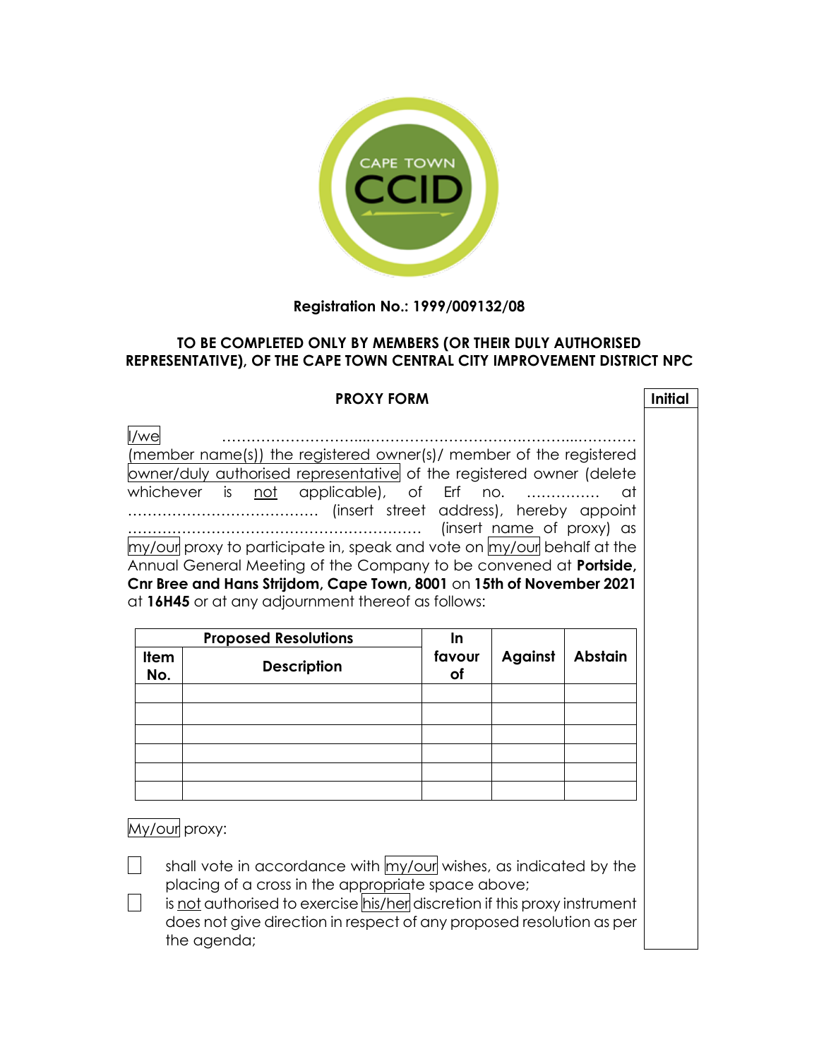CAPE TOWN CCID

**Registration No.: 1999/009132/08**

**TO BE COMPLETED ONLY BY MEMBERS (OR THEIR DULY AUTHORISED REPRESENTATIVE), OF THE CAPE TOWN CENTRAL CITY IMPROVEMENT DISTRICT NPC**

**PROXY FORM**

**Initial**

I/we ………………………...…………………………..……….………… (member name(s)) the registered owner(s)/ member of the registered owner/duly authorised representative of the registered owner (delete whichever is not applicable), of Erf no. …………… at ………………………………… (insert street address), hereby appoint …………………………………………………… (insert name of proxy) as my/our proxy to participate in, speak and vote on my/our behalf at the Annual General Meeting of the Company to be convened at **Portside, Cnr Bree and Hans Strijdom, Cape Town, 8001** on **15th of November 2021** at **16H45** or at any adjournment thereof as follows:

| Proposed Resolutions | | In favour of | Against | Abstain |
|---|---|---|---|---|
| **Item No.** | **Description** | | | |
| | | | | |
| | | | | |
| | | | | |
| | | | | |
| | | | | |
| | | | | |

My/our proxy:

- ☐ shall vote in accordance with my/our wishes, as indicated by the placing of a cross in the appropriate space above;
- ☐ is not authorised to exercise his/her discretion if this proxy instrument does not give direction in respect of any proposed resolution as per the agenda;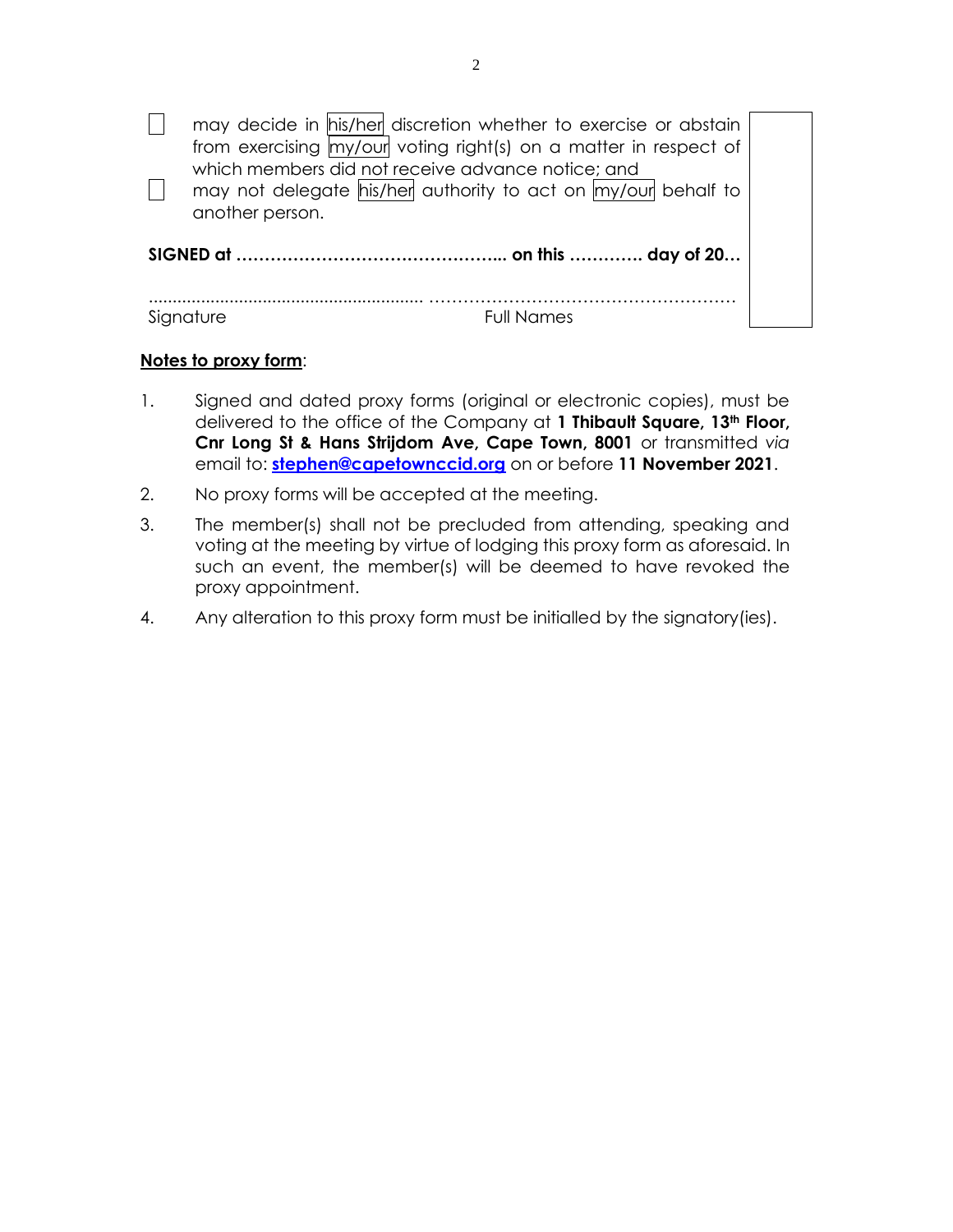☐ may decide in his/her discretion whether to exercise or abstain from exercising my/our voting right(s) on a matter in respect of which members did not receive advance notice; and

☐ may not delegate his/her authority to act on my/our behalf to another person.

**SIGNED at ……………………………………….. on this …………. day of 20…**

........................................................ ………………………………………………

Signature Full Names

**Notes to proxy form**:

1. Signed and dated proxy forms (original or electronic copies), must be delivered to the office of the Company at **1 Thibault Square, 13th Floor, Cnr Long St & Hans Strijdom Ave, Cape Town, 8001** or transmitted *via* email to: **stephen@capetownccid.org** on or before **11 November 2021**.

2. No proxy forms will be accepted at the meeting.

3. The member(s) shall not be precluded from attending, speaking and voting at the meeting by virtue of lodging this proxy form as aforesaid. In such an event, the member(s) will be deemed to have revoked the proxy appointment.

4. Any alteration to this proxy form must be initialled by the signatory(ies).